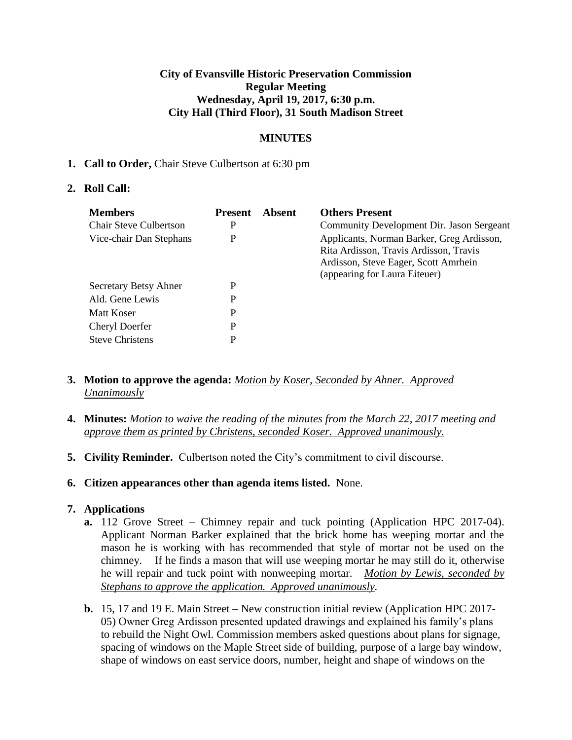**City of Evansville Historic Preservation Commission**
**Regular Meeting**
**Wednesday, April 19, 2017, 6:30 p.m.**
**City Hall (Third Floor), 31 South Madison Street**

**MINUTES**

1. **Call to Order,** Chair Steve Culbertson at 6:30 pm

2. **Roll Call:**

| Members | Present | Absent | Others Present |
|---|---|---|---|
| Chair Steve Culbertson | P | | Community Development Dir. Jason Sergeant |
| Vice-chair Dan Stephans | P | | Applicants, Norman Barker, Greg Ardisson, Rita Ardisson, Travis Ardisson, Travis Ardisson, Steve Eager, Scott Amrhein (appearing for Laura Eiteuer) |
| Secretary Betsy Ahner | P | | |
| Ald. Gene Lewis | P | | |
| Matt Koser | P | | |
| Cheryl Doerfer | P | | |
| Steve Christens | P | | |

3. **Motion to approve the agenda:** *Motion by Koser, Seconded by Ahner. Approved Unanimously*

4. **Minutes:** *Motion to waive the reading of the minutes from the March 22, 2017 meeting and approve them as printed by Christens, seconded Koser. Approved unanimously.*

5. **Civility Reminder.** Culbertson noted the City's commitment to civil discourse.

6. **Citizen appearances other than agenda items listed.** None.

7. **Applications**
   - **a.** 112 Grove Street – Chimney repair and tuck pointing (Application HPC 2017-04). Applicant Norman Barker explained that the brick home has weeping mortar and the mason he is working with has recommended that style of mortar not be used on the chimney. If he finds a mason that will use weeping mortar he may still do it, otherwise he will repair and tuck point with nonweeping mortar. *Motion by Lewis, seconded by Stephans to approve the application. Approved unanimously.*
   - **b.** 15, 17 and 19 E. Main Street – New construction initial review (Application HPC 2017-05) Owner Greg Ardisson presented updated drawings and explained his family's plans to rebuild the Night Owl. Commission members asked questions about plans for signage, spacing of windows on the Maple Street side of building, purpose of a large bay window, shape of windows on east service doors, number, height and shape of windows on the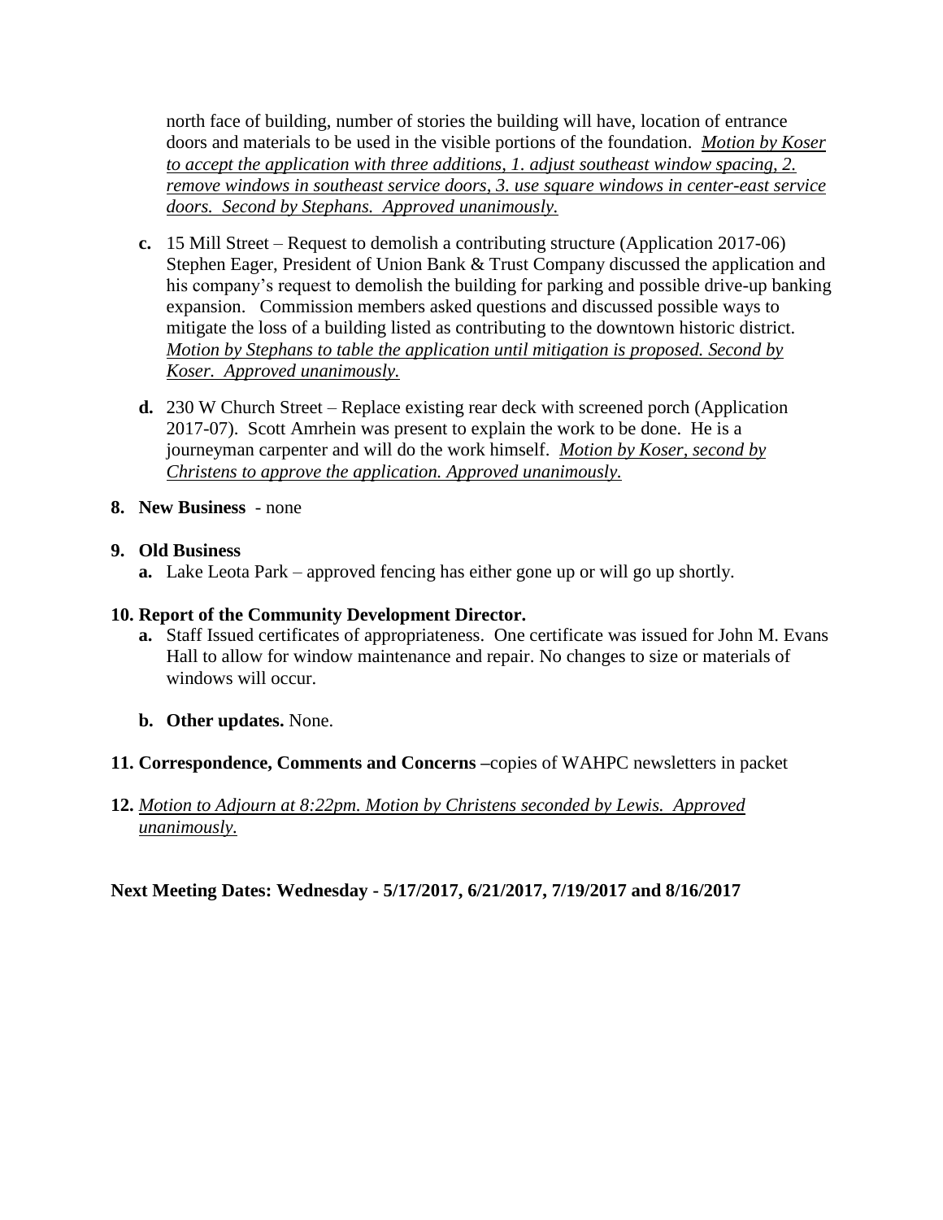north face of building, number of stories the building will have, location of entrance doors and materials to be used in the visible portions of the foundation. *Motion by Koser to accept the application with three additions, 1. adjust southeast window spacing, 2. remove windows in southeast service doors, 3. use square windows in center-east service doors. Second by Stephans. Approved unanimously.*

   **c.** 15 Mill Street – Request to demolish a contributing structure (Application 2017-06) Stephen Eager, President of Union Bank & Trust Company discussed the application and his company's request to demolish the building for parking and possible drive-up banking expansion. Commission members asked questions and discussed possible ways to mitigate the loss of a building listed as contributing to the downtown historic district. *Motion by Stephans to table the application until mitigation is proposed. Second by Koser. Approved unanimously.*

   **d.** 230 W Church Street – Replace existing rear deck with screened porch (Application 2017-07). Scott Amrhein was present to explain the work to be done. He is a journeyman carpenter and will do the work himself. *Motion by Koser, second by Christens to approve the application. Approved unanimously.*

**8. New Business** - none

**9. Old Business**

   **a.** Lake Leota Park – approved fencing has either gone up or will go up shortly.

**10. Report of the Community Development Director.**

   **a.** Staff Issued certificates of appropriateness. One certificate was issued for John M. Evans Hall to allow for window maintenance and repair. No changes to size or materials of windows will occur.

   **b. Other updates.** None.

**11. Correspondence, Comments and Concerns –**copies of WAHPC newsletters in packet

**12.** *Motion to Adjourn at 8:22pm. Motion by Christens seconded by Lewis. Approved unanimously.*

**Next Meeting Dates: Wednesday - 5/17/2017, 6/21/2017, 7/19/2017 and 8/16/2017**